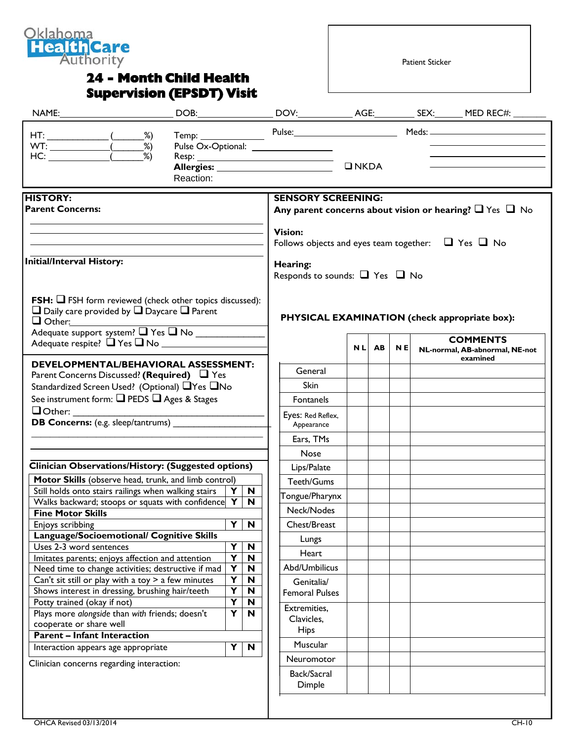Oklahoma Health Care Authority

# 24 - Month Child Health Supervision (EPSDT) Visit

Patient Sticker

NAME:______________________ DOB:______________ DOV:__________ AGE:________ SEX:_____ MED REC#: _______

HT: ____________ (______%)
WT: ____________ (______%)
HC: ____________ (______%)

Temp: ____________
Pulse Ox-Optional: ____________
Resp: ____________
**Allergies:** ____________ ❑ NKDA
Reaction:

Pulse: ____________

Meds: ____________

## HISTORY:

**Parent Concerns:**

______________________________________________

______________________________________________

______________________________________________

**Initial/Interval History:**

**FSH:** ❑ FSH form reviewed (check other topics discussed):
❑ Daily care provided by ❑ Daycare ❑ Parent
❑ Other: ____________
Adequate support system? ❑ Yes ❑ No ____________
Adequate respite? ❑ Yes ❑ No ____________

## DEVELOPMENTAL/BEHAVIORAL ASSESSMENT:

Parent Concerns Discussed? **(Required)** ❑ Yes
Standardized Screen Used? (Optional) ❑Yes ❑No
See instrument form: ❑ PEDS ❑ Ages & Stages
❑ Other: ____________
**DB Concerns:** (e.g. sleep/tantrums) ____________

______________________________________________

______________________________________________

**Clinician Observations/History: (Suggested options)**

| **Motor Skills** (observe head, trunk, and limb control) | | |
|---|---|---|
| Still holds onto stairs railings when walking stairs | Y | N |
| Walks backward; stoops or squats with confidence | Y | N |
| **Fine Motor Skills** | | |
| Enjoys scribbing | Y | N |
| **Language/Socioemotional/ Cognitive Skills** | | |
| Uses 2-3 word sentences | Y | N |
| Imitates parents; enjoys affection and attention | Y | N |
| Need time to change activities; destructive if mad | Y | N |
| Can't sit still or play with a toy > a few minutes | Y | N |
| Shows interest in dressing, brushing hair/teeth | Y | N |
| Potty trained (okay if not) | Y | N |
| Plays more *alongside* than *with* friends; doesn't cooperate or share well | Y | N |
| **Parent – Infant Interaction** | | |
| Interaction appears age appropriate | Y | N |

Clinician concerns regarding interaction:

## SENSORY SCREENING:

**Any parent concerns about vision or hearing?** ❑ Yes ❑ No

**Vision:**
Follows objects and eyes team together: ❑ Yes ❑ No

**Hearing:**
Responds to sounds: ❑ Yes ❑ No

## PHYSICAL EXAMINATION (check appropriate box):

| | NL | AB | NE | **COMMENTS** NL-normal, AB-abnormal, NE-not examined |
|---|---|---|---|---|
| General | | | | |
| Skin | | | | |
| Fontanels | | | | |
| Eyes: Red Reflex, Appearance | | | | |
| Ears, TMs | | | | |
| Nose | | | | |
| Lips/Palate | | | | |
| Teeth/Gums | | | | |
| Tongue/Pharynx | | | | |
| Neck/Nodes | | | | |
| Chest/Breast | | | | |
| Lungs | | | | |
| Heart | | | | |
| Abd/Umbilicus | | | | |
| Genitalia/ Femoral Pulses | | | | |
| Extremities, Clavicles, Hips | | | | |
| Muscular | | | | |
| Neuromotor | | | | |
| Back/Sacral Dimple | | | | |

OHCA Revised 03/13/2014 CH-10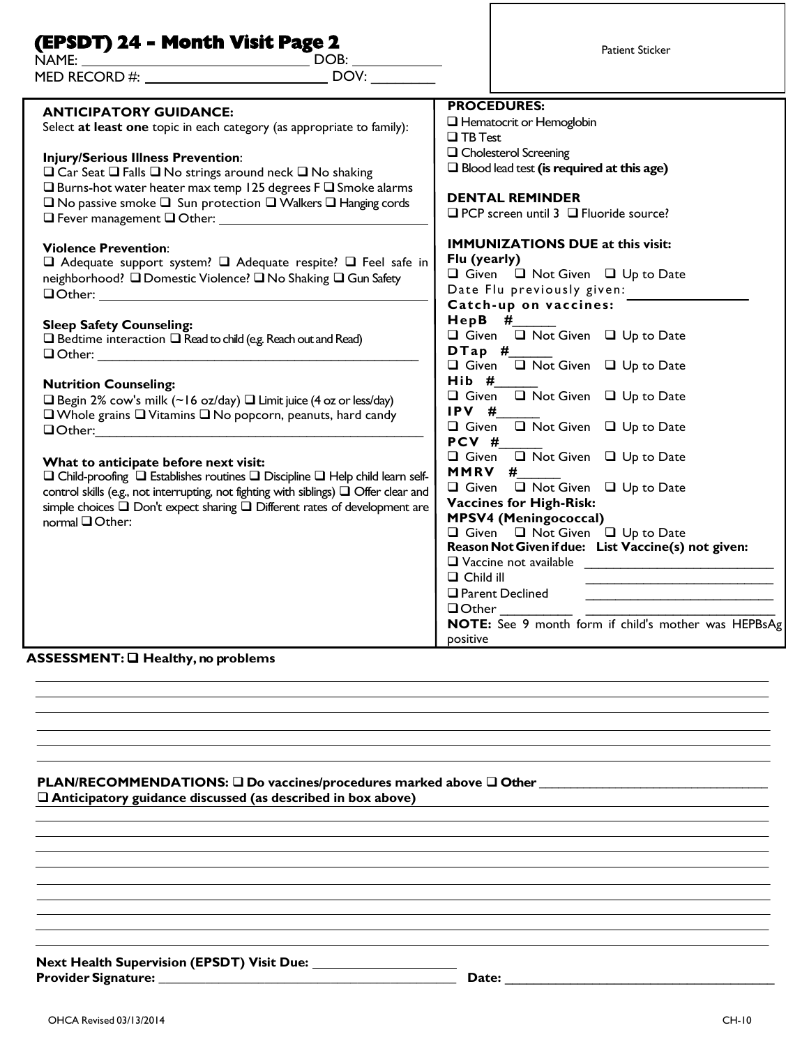# (EPSDT) 24 - Month Visit Page 2

NAME: ______________________ DOB: __________

MED RECORD #: ______________________ DOV: ________

Patient Sticker

**ANTICIPATORY GUIDANCE:**
Select **at least one** topic in each category (as appropriate to family):

**Injury/Serious Illness Prevention**:
❑ Car Seat ❑ Falls ❑ No strings around neck ❑ No shaking
❑ Burns-hot water heater max temp 125 degrees F ❑ Smoke alarms
❑ No passive smoke ❑ Sun protection ❑ Walkers ❑ Hanging cords
❑ Fever management ❑ Other: ______________________

**Violence Prevention**:
❑ Adequate support system? ❑ Adequate respite? ❑ Feel safe in neighborhood? ❑ Domestic Violence? ❑ No Shaking ❑ Gun Safety
❑ Other: ______________________

**Sleep Safety Counseling:**
❑ Bedtime interaction ❑ Read to child (e.g. Reach out and Read)
❑ Other: ______________________

**Nutrition Counseling:**
❑ Begin 2% cow's milk (~16 oz/day) ❑ Limit juice (4 oz or less/day)
❑ Whole grains ❑ Vitamins ❑ No popcorn, peanuts, hard candy
❑ Other: ______________________

**What to anticipate before next visit:**
❑ Child-proofing ❑ Establishes routines ❑ Discipline ❑ Help child learn self-control skills (e.g., not interrupting, not fighting with siblings) ❑ Offer clear and simple choices ❑ Don't expect sharing ❑ Different rates of development are normal ❑ Other:

**PROCEDURES:**
❑ Hematocrit or Hemoglobin
❑ TB Test
❑ Cholesterol Screening
❑ Blood lead test **(is required at this age)**

**DENTAL REMINDER**
❑ PCP screen until 3 ❑ Fluoride source?

**IMMUNIZATIONS DUE at this visit:**

**Flu (yearly)**
❑ Given ❑ Not Given ❑ Up to Date
Date Flu previously given: ______________

**Catch-up on vaccines:**

**HepB #______**
❑ Given ❑ Not Given ❑ Up to Date

**DTap #______**
❑ Given ❑ Not Given ❑ Up to Date

**Hib #______**
❑ Given ❑ Not Given ❑ Up to Date

**IPV #______**
❑ Given ❑ Not Given ❑ Up to Date

**PCV #______**
❑ Given ❑ Not Given ❑ Up to Date

**MMRV #______**
❑ Given ❑ Not Given ❑ Up to Date

**Vaccines for High-Risk:**

**MPSV4 (Meningococcal)**
❑ Given ❑ Not Given ❑ Up to Date

**Reason Not Given if due: List Vaccine(s) not given:**
❑ Vaccine not available ______________________
❑ Child ill ______________________
❑ Parent Declined ______________________
❑ Other __________ ______________________

**NOTE:** See 9 month form if child's mother was HEPBsAg positive

**ASSESSMENT:** ❑ **Healthy, no problems**

______________________________________________

**PLAN/RECOMMENDATIONS:** ❑ **Do vaccines/procedures marked above** ❑ **Other** ______________________
❑ **Anticipatory guidance discussed (as described in box above)**

______________________________________________

**Next Health Supervision (EPSDT) Visit Due:** ______________________

**Provider Signature:** ______________________ **Date:** ______________________

OHCA Revised 03/13/2014 CH-10